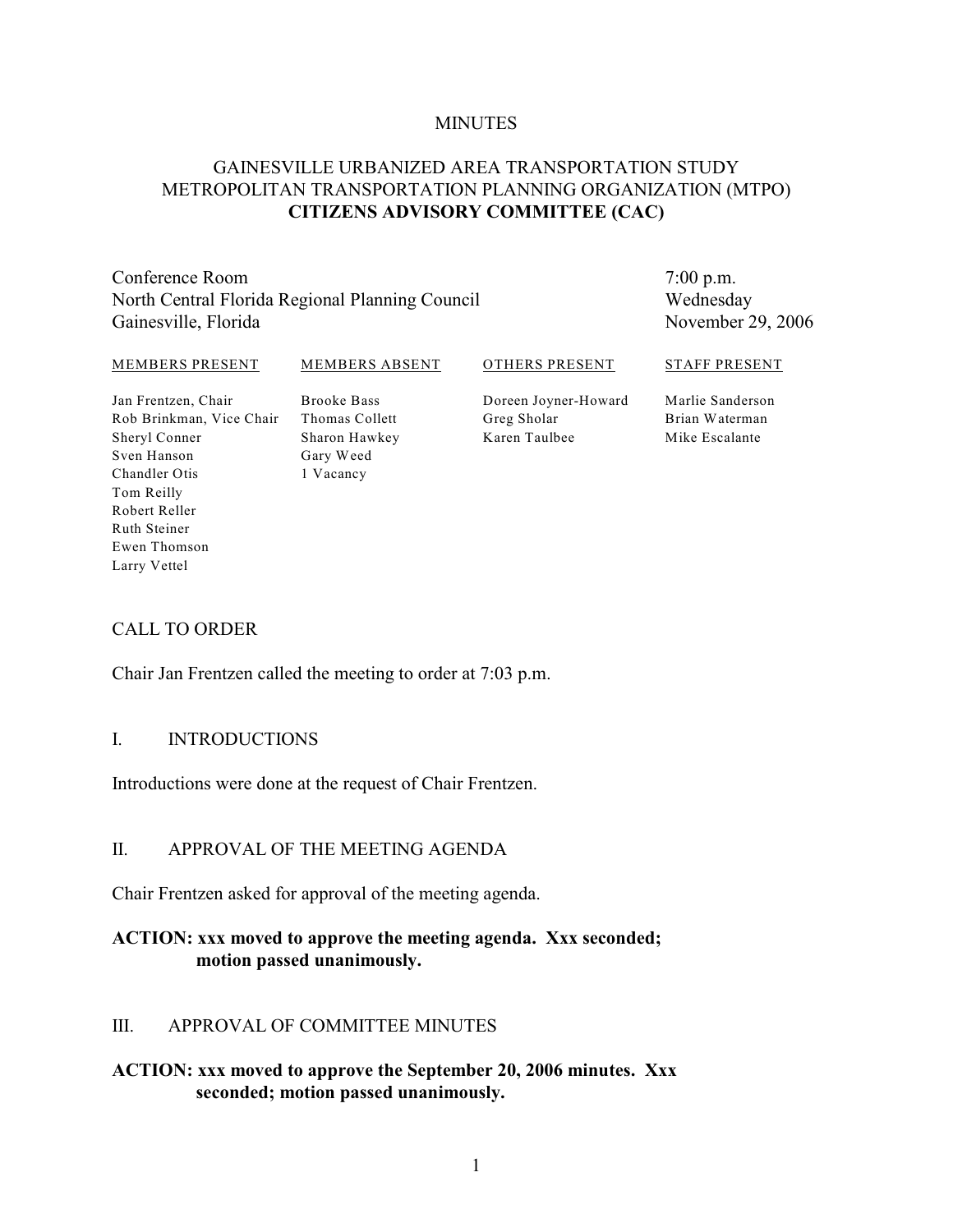MINUTES

# GAINESVILLE URBANIZED AREA TRANSPORTATION STUDY METROPOLITAN TRANSPORTATION PLANNING ORGANIZATION (MTPO) **CITIZENS ADVISORY COMMITTEE (CAC)**

Conference Room
North Central Florida Regional Planning Council
Gainesville, Florida

7:00 p.m.
Wednesday
November 29, 2006

| MEMBERS PRESENT | MEMBERS ABSENT | OTHERS PRESENT | STAFF PRESENT |
|---|---|---|---|
| Jan Frentzen, Chair | Brooke Bass | Doreen Joyner-Howard | Marlie Sanderson |
| Rob Brinkman, Vice Chair | Thomas Collett | Greg Sholar | Brian Waterman |
| Sheryl Conner | Sharon Hawkey | Karen Taulbee | Mike Escalante |
| Sven Hanson | Gary Weed | | |
| Chandler Otis | 1 Vacancy | | |
| Tom Reilly | | | |
| Robert Reller | | | |
| Ruth Steiner | | | |
| Ewen Thomson | | | |
| Larry Vettel | | | |

## CALL TO ORDER

Chair Jan Frentzen called the meeting to order at 7:03 p.m.

## I. INTRODUCTIONS

Introductions were done at the request of Chair Frentzen.

## II. APPROVAL OF THE MEETING AGENDA

Chair Frentzen asked for approval of the meeting agenda.

**ACTION: xxx moved to approve the meeting agenda. Xxx seconded; motion passed unanimously.**

## III. APPROVAL OF COMMITTEE MINUTES

**ACTION: xxx moved to approve the September 20, 2006 minutes. Xxx seconded; motion passed unanimously.**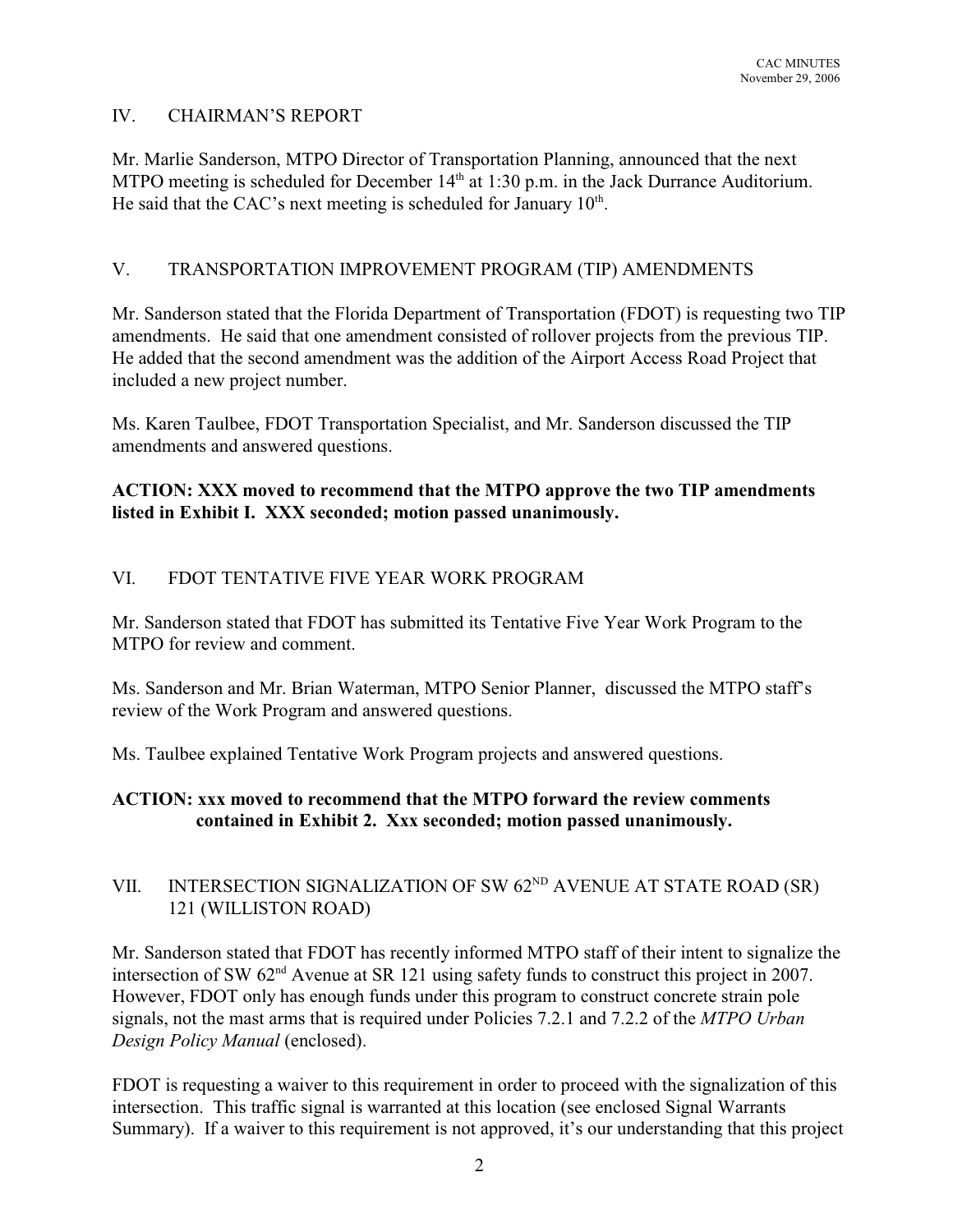## IV. CHAIRMAN'S REPORT

Mr. Marlie Sanderson, MTPO Director of Transportation Planning, announced that the next MTPO meeting is scheduled for December 14th at 1:30 p.m. in the Jack Durrance Auditorium. He said that the CAC's next meeting is scheduled for January 10th.

## V. TRANSPORTATION IMPROVEMENT PROGRAM (TIP) AMENDMENTS

Mr. Sanderson stated that the Florida Department of Transportation (FDOT) is requesting two TIP amendments. He said that one amendment consisted of rollover projects from the previous TIP. He added that the second amendment was the addition of the Airport Access Road Project that included a new project number.

Ms. Karen Taulbee, FDOT Transportation Specialist, and Mr. Sanderson discussed the TIP amendments and answered questions.

**ACTION: XXX moved to recommend that the MTPO approve the two TIP amendments listed in Exhibit I. XXX seconded; motion passed unanimously.**

## VI. FDOT TENTATIVE FIVE YEAR WORK PROGRAM

Mr. Sanderson stated that FDOT has submitted its Tentative Five Year Work Program to the MTPO for review and comment.

Ms. Sanderson and Mr. Brian Waterman, MTPO Senior Planner, discussed the MTPO staff's review of the Work Program and answered questions.

Ms. Taulbee explained Tentative Work Program projects and answered questions.

**ACTION: xxx moved to recommend that the MTPO forward the review comments contained in Exhibit 2. Xxx seconded; motion passed unanimously.**

## VII. INTERSECTION SIGNALIZATION OF SW 62ND AVENUE AT STATE ROAD (SR) 121 (WILLISTON ROAD)

Mr. Sanderson stated that FDOT has recently informed MTPO staff of their intent to signalize the intersection of SW 62nd Avenue at SR 121 using safety funds to construct this project in 2007. However, FDOT only has enough funds under this program to construct concrete strain pole signals, not the mast arms that is required under Policies 7.2.1 and 7.2.2 of the *MTPO Urban Design Policy Manual* (enclosed).

FDOT is requesting a waiver to this requirement in order to proceed with the signalization of this intersection. This traffic signal is warranted at this location (see enclosed Signal Warrants Summary). If a waiver to this requirement is not approved, it's our understanding that this project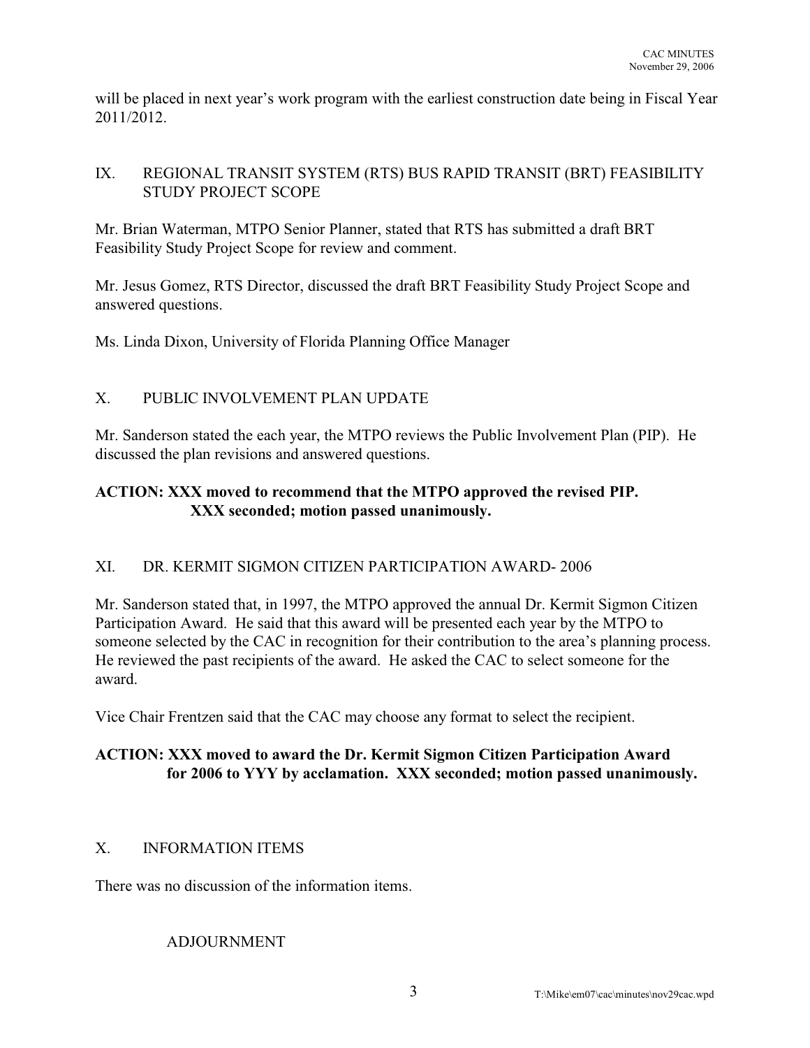will be placed in next year's work program with the earliest construction date being in Fiscal Year 2011/2012.

## IX. REGIONAL TRANSIT SYSTEM (RTS) BUS RAPID TRANSIT (BRT) FEASIBILITY STUDY PROJECT SCOPE

Mr. Brian Waterman, MTPO Senior Planner, stated that RTS has submitted a draft BRT Feasibility Study Project Scope for review and comment.

Mr. Jesus Gomez, RTS Director, discussed the draft BRT Feasibility Study Project Scope and answered questions.

Ms. Linda Dixon, University of Florida Planning Office Manager

## X. PUBLIC INVOLVEMENT PLAN UPDATE

Mr. Sanderson stated the each year, the MTPO reviews the Public Involvement Plan (PIP). He discussed the plan revisions and answered questions.

**ACTION: XXX moved to recommend that the MTPO approved the revised PIP. XXX seconded; motion passed unanimously.**

## XI. DR. KERMIT SIGMON CITIZEN PARTICIPATION AWARD- 2006

Mr. Sanderson stated that, in 1997, the MTPO approved the annual Dr. Kermit Sigmon Citizen Participation Award. He said that this award will be presented each year by the MTPO to someone selected by the CAC in recognition for their contribution to the area's planning process. He reviewed the past recipients of the award. He asked the CAC to select someone for the award.

Vice Chair Frentzen said that the CAC may choose any format to select the recipient.

**ACTION: XXX moved to award the Dr. Kermit Sigmon Citizen Participation Award for 2006 to YYY by acclamation. XXX seconded; motion passed unanimously.**

## X. INFORMATION ITEMS

There was no discussion of the information items.

## ADJOURNMENT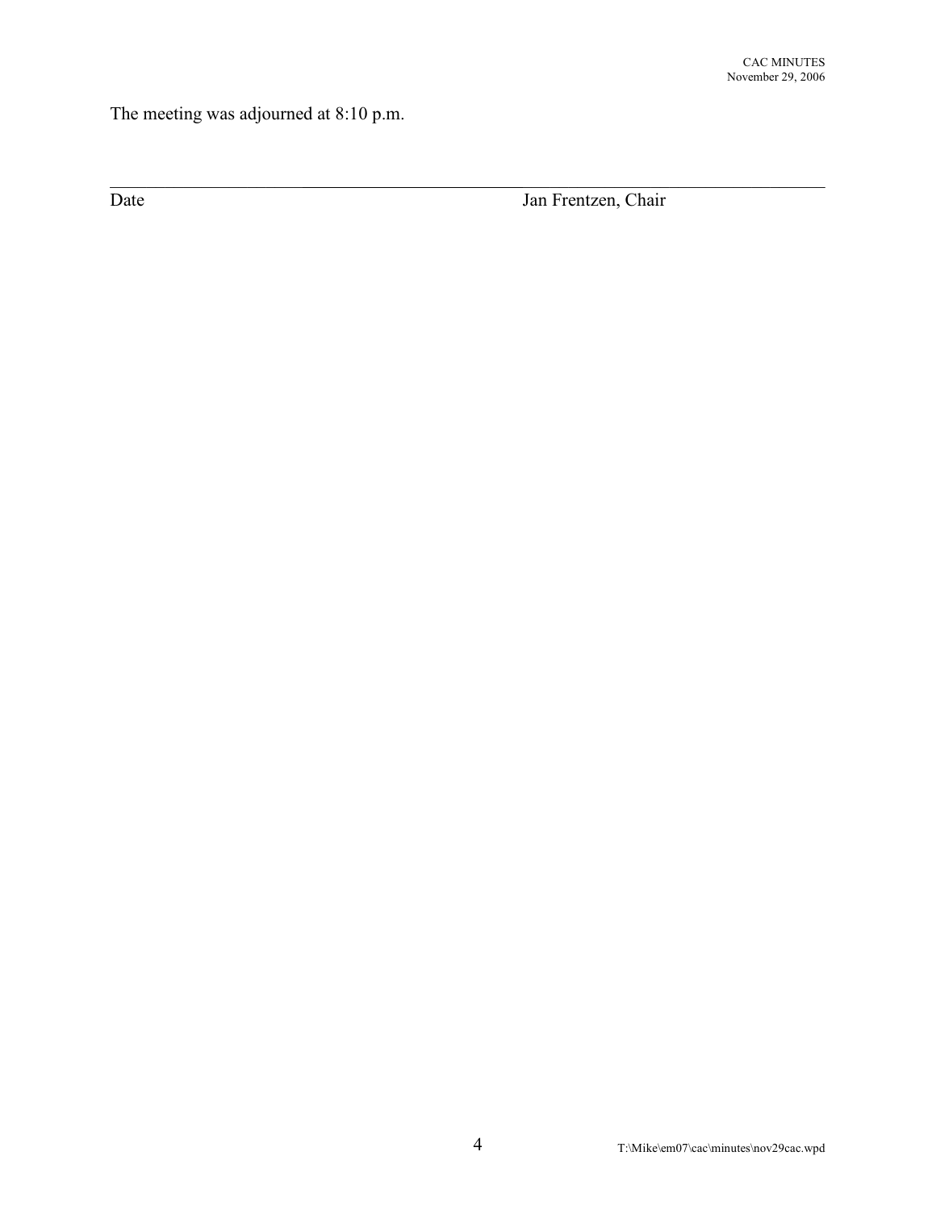The meeting was adjourned at 8:10 p.m.

\_\_\_\_\_\_\_\_\_\_\_\_\_\_\_\_\_\_\_\_\_\_\_\_\_\_\_\_\_\_\_\_\_\_\_\_\_\_\_\_\_\_\_\_\_\_\_\_\_\_\_\_\_\_\_\_\_\_\_\_\_\_

Date                                        Jan Frentzen, Chair

T:\Mike\em07\cac\minutes\nov29cac.wpd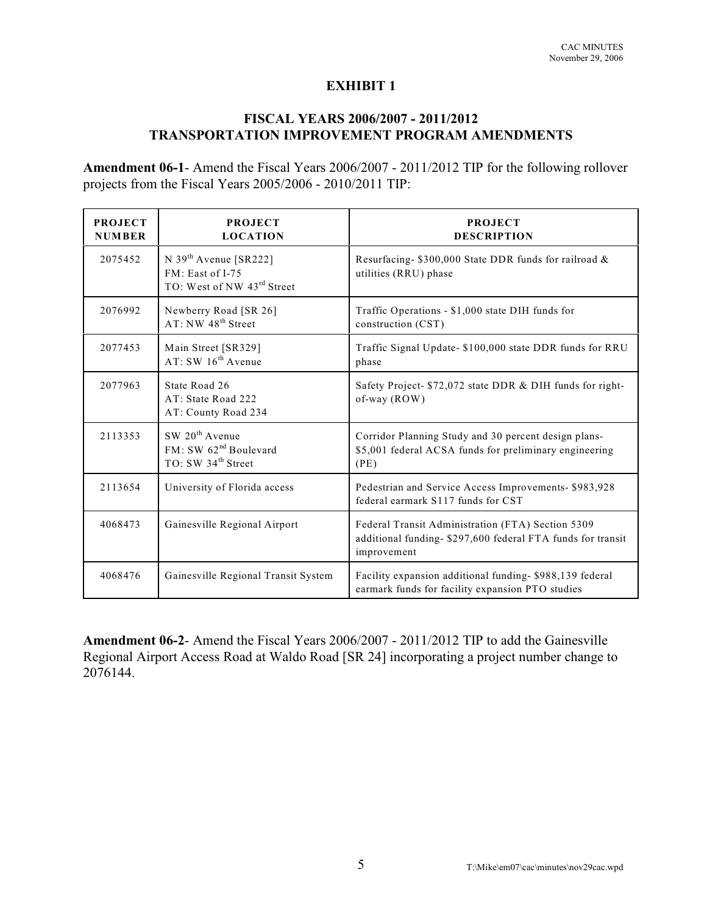# EXHIBIT 1

## FISCAL YEARS 2006/2007 - 2011/2012 TRANSPORTATION IMPROVEMENT PROGRAM AMENDMENTS

**Amendment 06-1**- Amend the Fiscal Years 2006/2007 - 2011/2012 TIP for the following rollover projects from the Fiscal Years 2005/2006 - 2010/2011 TIP:

| PROJECT NUMBER | PROJECT LOCATION | PROJECT DESCRIPTION |
|---|---|---|
| 2075452 | N 39th Avenue [SR222]<br>FM: East of I-75<br>TO: West of NW 43rd Street | Resurfacing- $300,000 State DDR funds for railroad & utilities (RRU) phase |
| 2076992 | Newberry Road [SR 26]<br>AT: NW 48th Street | Traffic Operations - $1,000 state DIH funds for construction (CST) |
| 2077453 | Main Street [SR329]<br>AT: SW 16th Avenue | Traffic Signal Update- $100,000 state DDR funds for RRU phase |
| 2077963 | State Road 26<br>AT: State Road 222<br>AT: County Road 234 | Safety Project- $72,072 state DDR & DIH funds for right-of-way (ROW) |
| 2113353 | SW 20th Avenue<br>FM: SW 62nd Boulevard<br>TO: SW 34th Street | Corridor Planning Study and 30 percent design plans- $5,001 federal ACSA funds for preliminary engineering (PE) |
| 2113654 | University of Florida access | Pedestrian and Service Access Improvements- $983,928 federal earmark S117 funds for CST |
| 4068473 | Gainesville Regional Airport | Federal Transit Administration (FTA) Section 5309 additional funding- $297,600 federal FTA funds for transit improvement |
| 4068476 | Gainesville Regional Transit System | Facility expansion additional funding- $988,139 federal earmark funds for facility expansion PTO studies |

**Amendment 06-2**- Amend the Fiscal Years 2006/2007 - 2011/2012 TIP to add the Gainesville Regional Airport Access Road at Waldo Road [SR 24] incorporating a project number change to 2076144.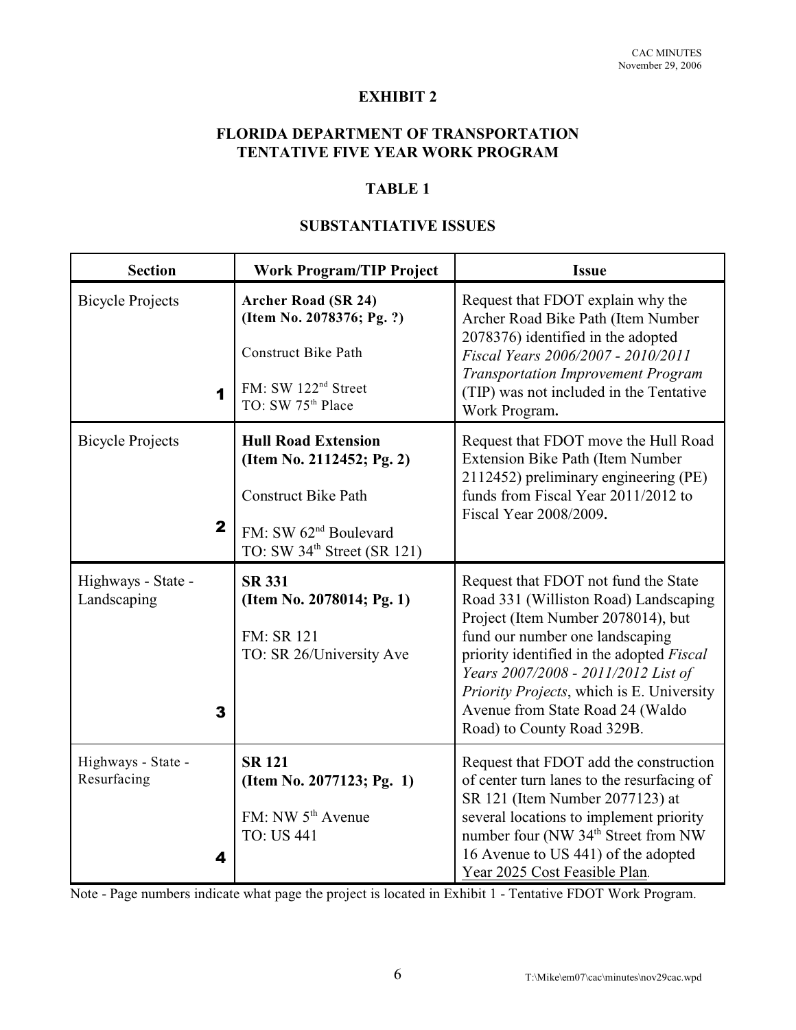# EXHIBIT 2

## FLORIDA DEPARTMENT OF TRANSPORTATION
## TENTATIVE FIVE YEAR WORK PROGRAM

### TABLE 1

### SUBSTANTIATIVE ISSUES

| Section | Work Program/TIP Project | Issue |
|---|---|---|
| Bicycle Projects<br><br>**1** | **Archer Road (SR 24)**<br>**(Item No. 2078376; Pg. ?)**<br><br>Construct Bike Path<br><br>FM: SW 122nd Street<br>TO: SW 75th Place | Request that FDOT explain why the Archer Road Bike Path (Item Number 2078376) identified in the adopted *Fiscal Years 2006/2007 - 2010/2011 Transportation Improvement Program* (TIP) was not included in the Tentative Work Program**.** |
| Bicycle Projects<br><br>**2** | **Hull Road Extension**<br>**(Item No. 2112452; Pg. 2)**<br><br>Construct Bike Path<br><br>FM: SW 62nd Boulevard<br>TO: SW 34th Street (SR 121) | Request that FDOT move the Hull Road Extension Bike Path (Item Number 2112452) preliminary engineering (PE) funds from Fiscal Year 2011/2012 to Fiscal Year 2008/2009**.** |
| Highways - State - Landscaping<br><br>**3** | **SR 331**<br>**(Item No. 2078014; Pg. 1)**<br><br>FM: SR 121<br>TO: SR 26/University Ave | Request that FDOT not fund the State Road 331 (Williston Road) Landscaping Project (Item Number 2078014), but fund our number one landscaping priority identified in the adopted *Fiscal Years 2007/2008 - 2011/2012 List of Priority Projects*, which is E. University Avenue from State Road 24 (Waldo Road) to County Road 329B. |
| Highways - State - Resurfacing<br><br>**4** | **SR 121**<br>**(Item No. 2077123; Pg. 1)**<br><br>FM: NW 5th Avenue<br>TO: US 441 | Request that FDOT add the construction of center turn lanes to the resurfacing of SR 121 (Item Number 2077123) at several locations to implement priority number four (NW 34th Street from NW 16 Avenue to US 441) of the adopted Year 2025 Cost Feasible Plan*.* |

Note - Page numbers indicate what page the project is located in Exhibit 1 - Tentative FDOT Work Program.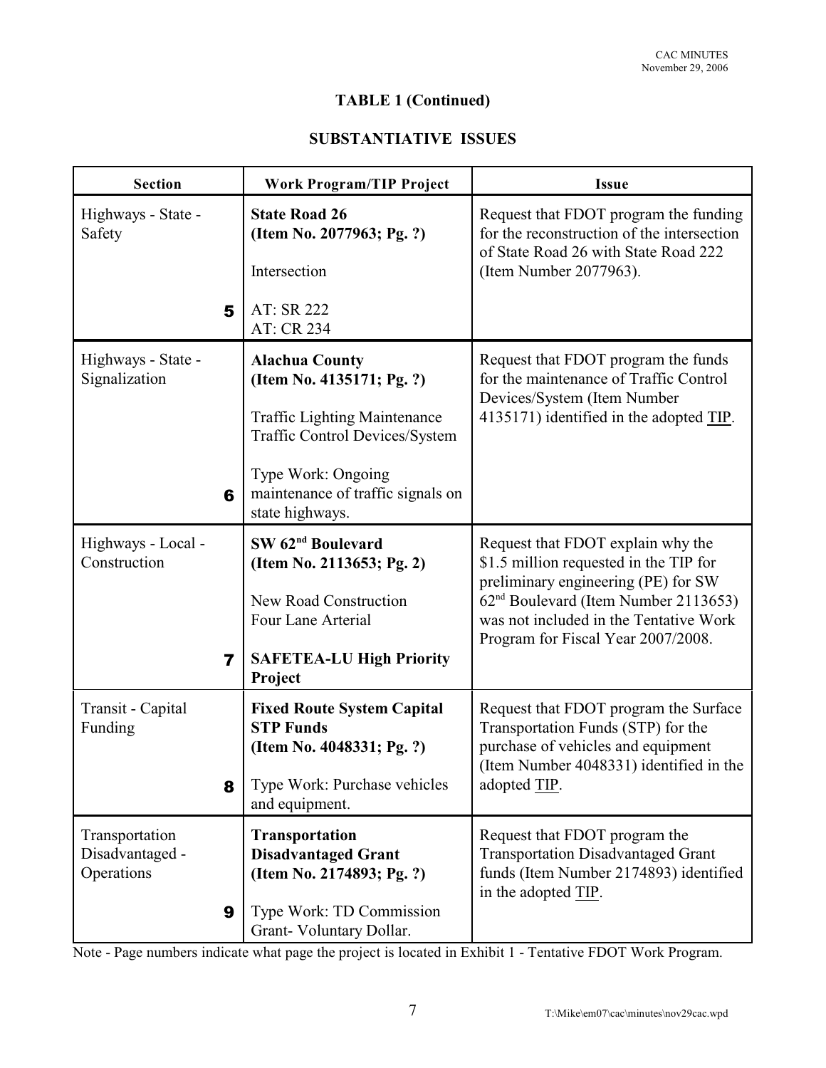## TABLE 1 (Continued)

## SUBSTANTIATIVE ISSUES

| Section | Work Program/TIP Project | Issue |
|---|---|---|
| Highways - State - Safety<br><br>**5** | **State Road 26**<br>**(Item No. 2077963; Pg. ?)**<br><br>Intersection<br><br>AT: SR 222<br>AT: CR 234 | Request that FDOT program the funding for the reconstruction of the intersection of State Road 26 with State Road 222 (Item Number 2077963). |
| Highways - State - Signalization<br><br>**6** | **Alachua County**<br>**(Item No. 4135171; Pg. ?)**<br><br>Traffic Lighting Maintenance<br>Traffic Control Devices/System<br><br>Type Work: Ongoing maintenance of traffic signals on state highways. | Request that FDOT program the funds for the maintenance of Traffic Control Devices/System (Item Number 4135171) identified in the adopted TIP. |
| Highways - Local - Construction<br><br>**7** | **SW 62nd Boulevard**<br>**(Item No. 2113653; Pg. 2)**<br><br>New Road Construction<br>Four Lane Arterial<br><br>**SAFETEA-LU High Priority Project** | Request that FDOT explain why the $1.5 million requested in the TIP for preliminary engineering (PE) for SW 62nd Boulevard (Item Number 2113653) was not included in the Tentative Work Program for Fiscal Year 2007/2008. |
| Transit - Capital Funding<br><br>**8** | **Fixed Route System Capital STP Funds**<br>**(Item No. 4048331; Pg. ?)**<br><br>Type Work: Purchase vehicles and equipment. | Request that FDOT program the Surface Transportation Funds (STP) for the purchase of vehicles and equipment (Item Number 4048331) identified in the adopted TIP. |
| Transportation Disadvantaged - Operations<br><br>**9** | **Transportation Disadvantaged Grant**<br>**(Item No. 2174893; Pg. ?)**<br><br>Type Work: TD Commission Grant- Voluntary Dollar. | Request that FDOT program the Transportation Disadvantaged Grant funds (Item Number 2174893) identified in the adopted TIP. |

Note - Page numbers indicate what page the project is located in Exhibit 1 - Tentative FDOT Work Program.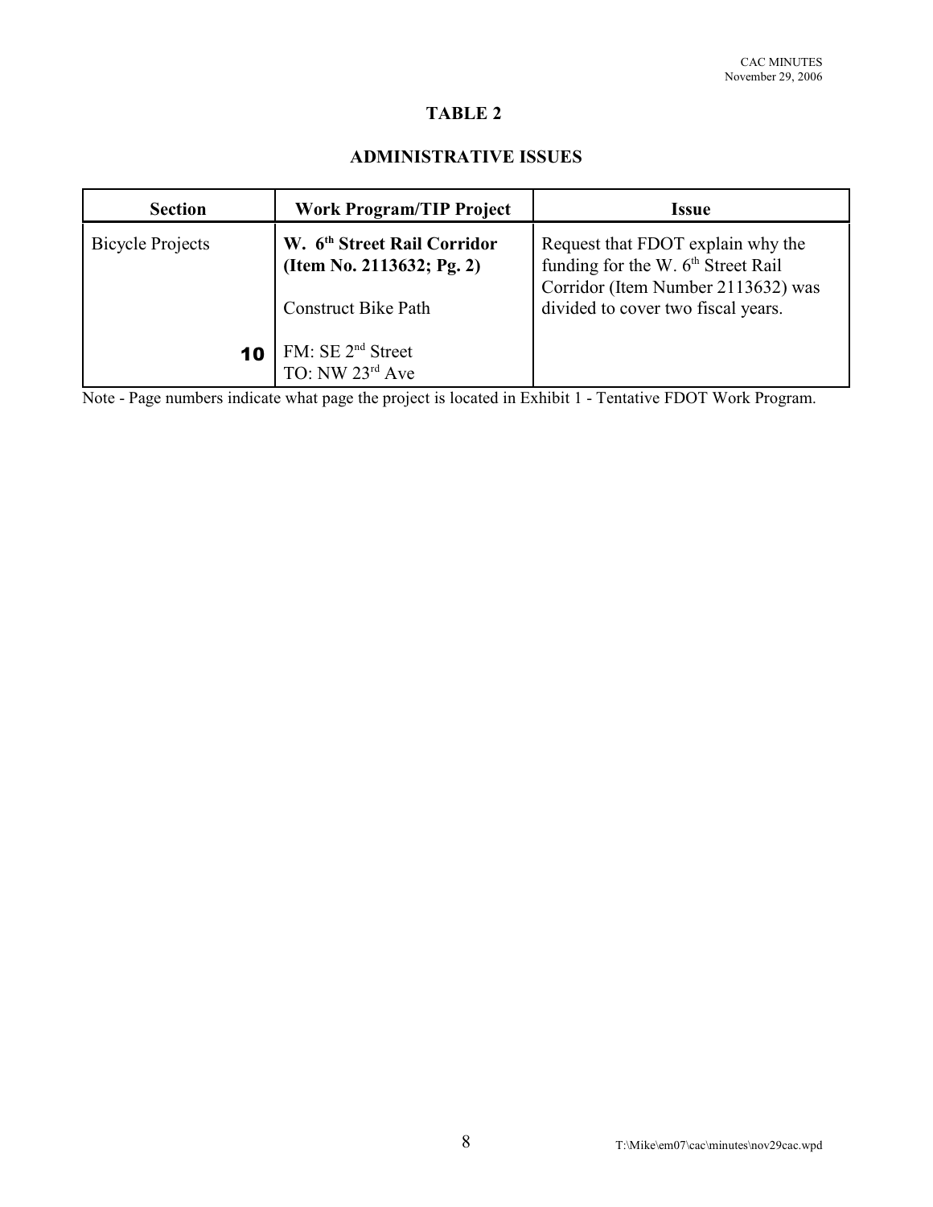## TABLE 2

## ADMINISTRATIVE ISSUES

| Section | Work Program/TIP Project | Issue |
|---|---|---|
| Bicycle Projects<br><br><br>**10** | **W. 6th Street Rail Corridor (Item No. 2113632; Pg. 2)**<br><br>Construct Bike Path<br><br>FM: SE 2nd Street<br>TO: NW 23rd Ave | Request that FDOT explain why the funding for the W. 6th Street Rail Corridor (Item Number 2113632) was divided to cover two fiscal years. |

Note - Page numbers indicate what page the project is located in Exhibit 1 - Tentative FDOT Work Program.

T:\Mike\em07\cac\minutes\nov29cac.wpd